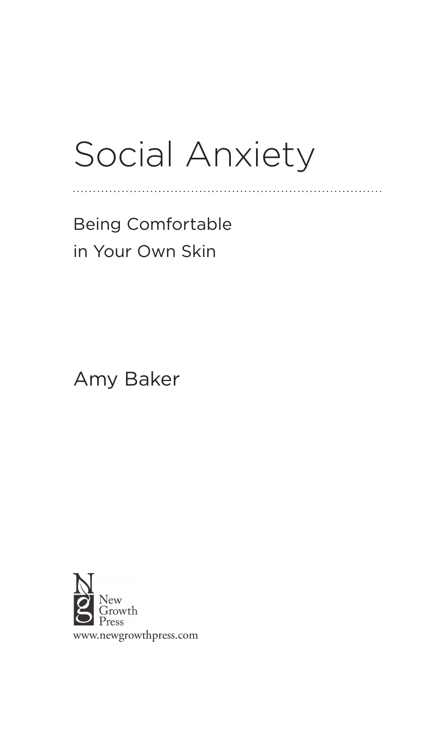# Social Anxiety

Being Comfortable
in Your Own Skin

Amy Baker

New
Growth
Press

www.newgrowthpress.com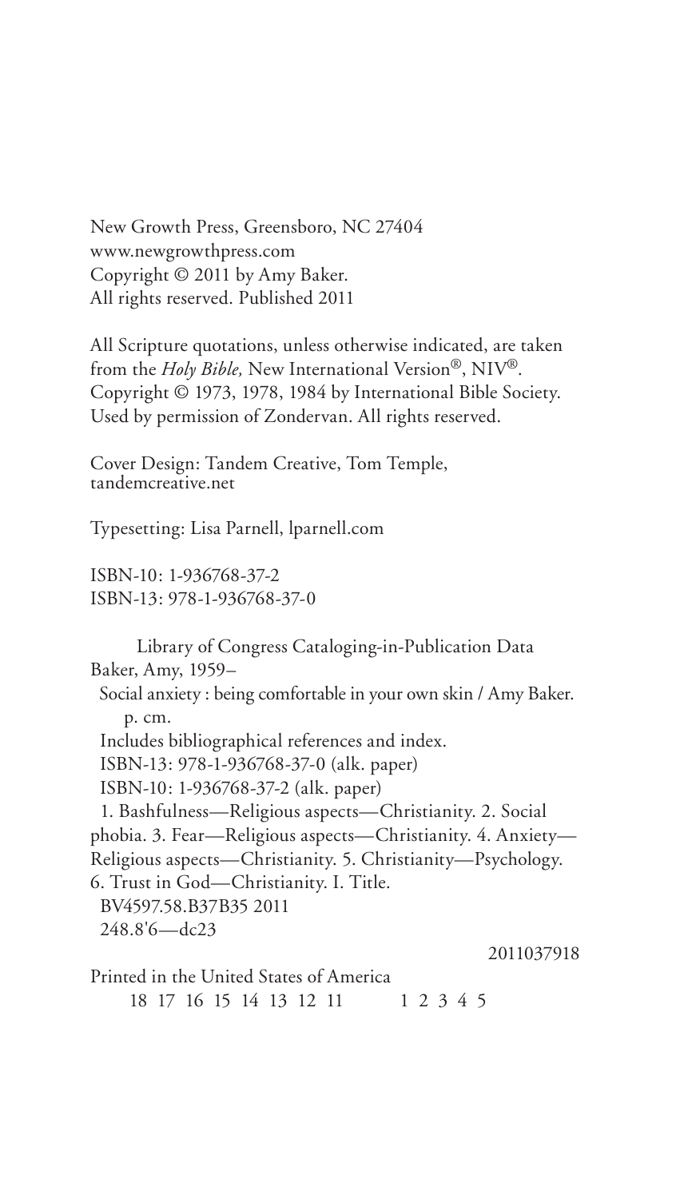New Growth Press, Greensboro, NC 27404
www.newgrowthpress.com
Copyright © 2011 by Amy Baker.
All rights reserved. Published 2011

All Scripture quotations, unless otherwise indicated, are taken from the *Holy Bible,* New International Version®, NIV®. Copyright © 1973, 1978, 1984 by International Bible Society. Used by permission of Zondervan. All rights reserved.

Cover Design: Tandem Creative, Tom Temple, tandemcreative.net

Typesetting: Lisa Parnell, lparnell.com

ISBN-10: 1-936768-37-2
ISBN-13: 978-1-936768-37-0

Library of Congress Cataloging-in-Publication Data
Baker, Amy, 1959–
Social anxiety : being comfortable in your own skin / Amy Baker.
p. cm.
Includes bibliographical references and index.
ISBN-13: 978-1-936768-37-0 (alk. paper)
ISBN-10: 1-936768-37-2 (alk. paper)
1. Bashfulness—Religious aspects—Christianity. 2. Social phobia. 3. Fear—Religious aspects—Christianity. 4. Anxiety—Religious aspects—Christianity. 5. Christianity—Psychology. 6. Trust in God—Christianity. I. Title.
BV4597.58.B37B35 2011
248.8'6—dc23

2011037918

Printed in the United States of America
18 17 16 15 14 13 12 11 1 2 3 4 5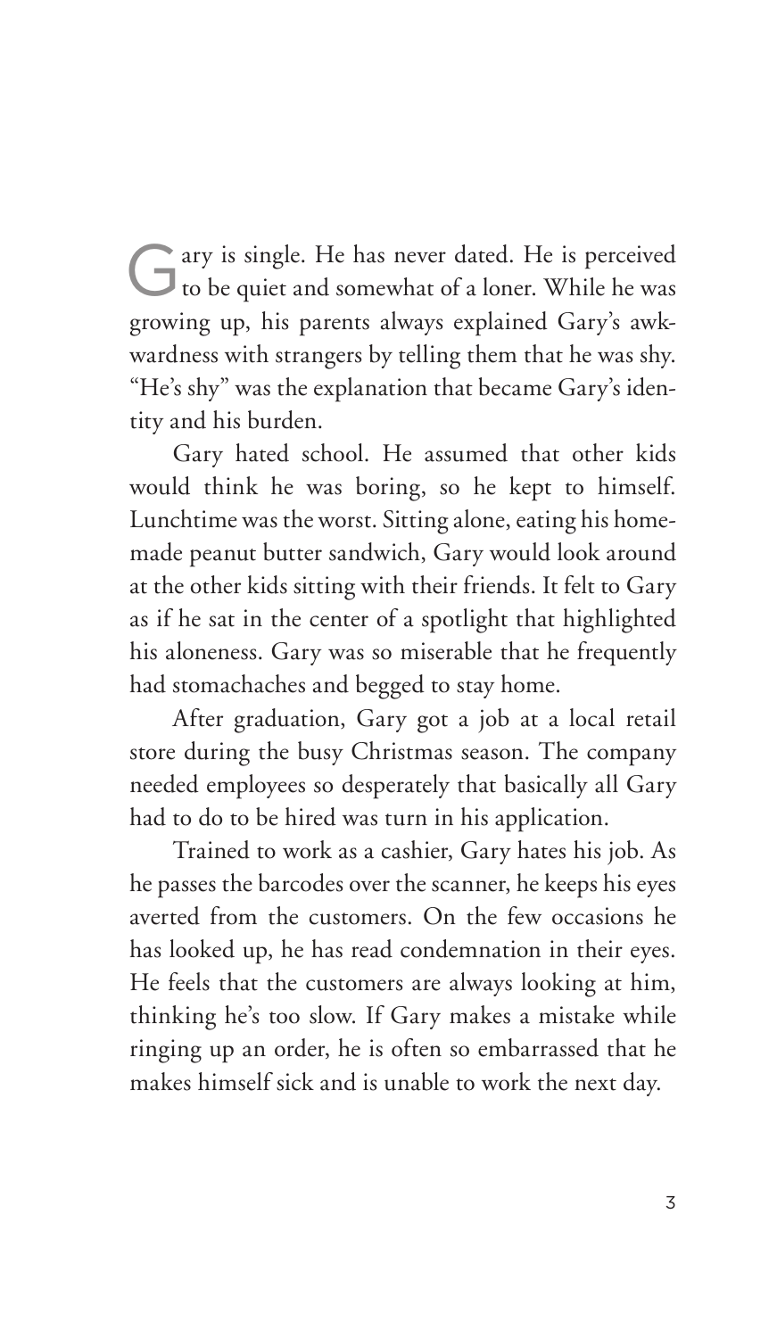Gary is single. He has never dated. He is perceived to be quiet and somewhat of a loner. While he was growing up, his parents always explained Gary's awkwardness with strangers by telling them that he was shy. "He's shy" was the explanation that became Gary's identity and his burden.

Gary hated school. He assumed that other kids would think he was boring, so he kept to himself. Lunchtime was the worst. Sitting alone, eating his homemade peanut butter sandwich, Gary would look around at the other kids sitting with their friends. It felt to Gary as if he sat in the center of a spotlight that highlighted his aloneness. Gary was so miserable that he frequently had stomachaches and begged to stay home.

After graduation, Gary got a job at a local retail store during the busy Christmas season. The company needed employees so desperately that basically all Gary had to do to be hired was turn in his application.

Trained to work as a cashier, Gary hates his job. As he passes the barcodes over the scanner, he keeps his eyes averted from the customers. On the few occasions he has looked up, he has read condemnation in their eyes. He feels that the customers are always looking at him, thinking he's too slow. If Gary makes a mistake while ringing up an order, he is often so embarrassed that he makes himself sick and is unable to work the next day.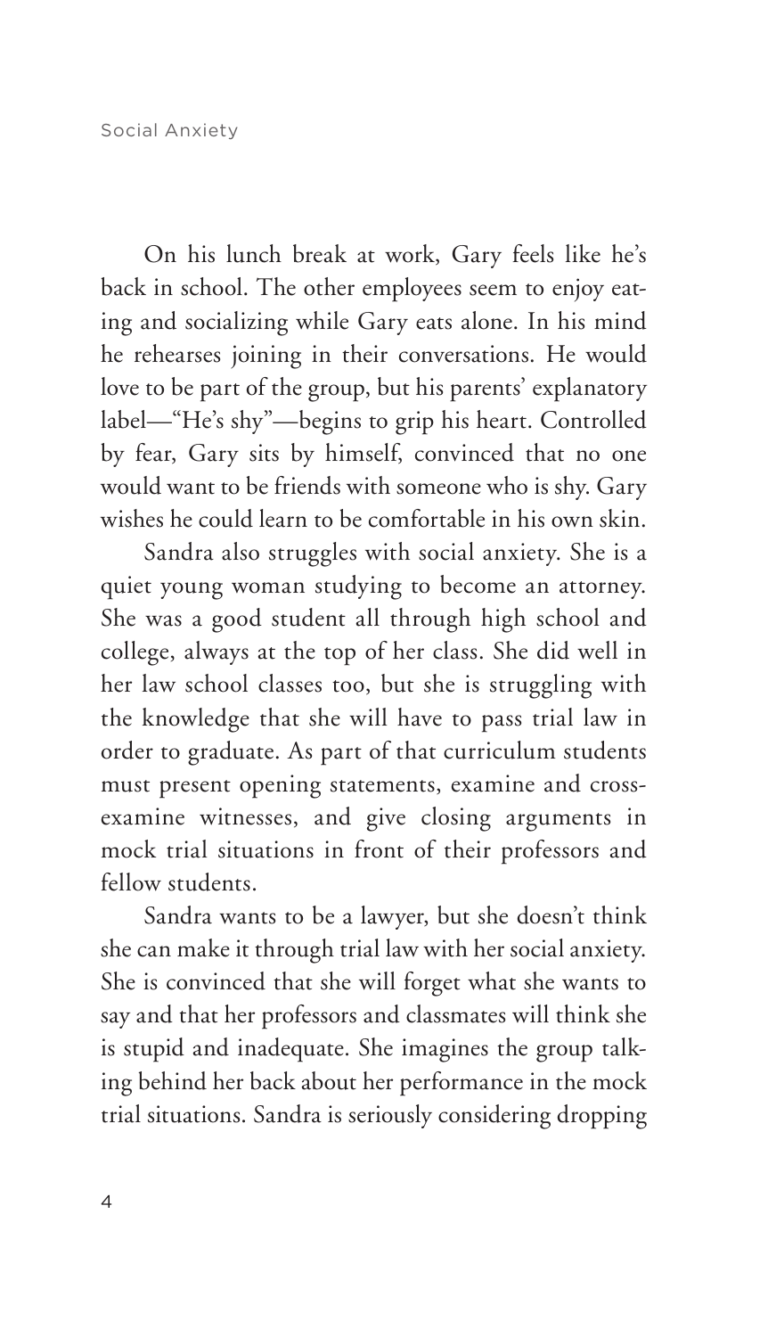On his lunch break at work, Gary feels like he's back in school. The other employees seem to enjoy eating and socializing while Gary eats alone. In his mind he rehearses joining in their conversations. He would love to be part of the group, but his parents' explanatory label—"He's shy"—begins to grip his heart. Controlled by fear, Gary sits by himself, convinced that no one would want to be friends with someone who is shy. Gary wishes he could learn to be comfortable in his own skin.

Sandra also struggles with social anxiety. She is a quiet young woman studying to become an attorney. She was a good student all through high school and college, always at the top of her class. She did well in her law school classes too, but she is struggling with the knowledge that she will have to pass trial law in order to graduate. As part of that curriculum students must present opening statements, examine and cross-examine witnesses, and give closing arguments in mock trial situations in front of their professors and fellow students.

Sandra wants to be a lawyer, but she doesn't think she can make it through trial law with her social anxiety. She is convinced that she will forget what she wants to say and that her professors and classmates will think she is stupid and inadequate. She imagines the group talking behind her back about her performance in the mock trial situations. Sandra is seriously considering dropping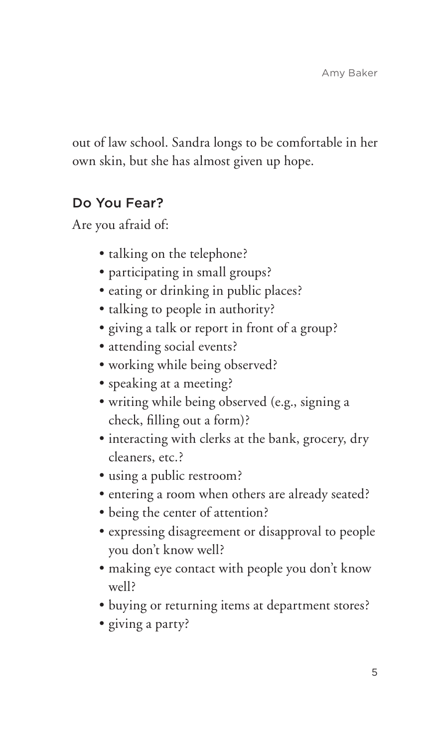out of law school. Sandra longs to be comfortable in her own skin, but she has almost given up hope.

## Do You Fear?

Are you afraid of:

- talking on the telephone?
- participating in small groups?
- eating or drinking in public places?
- talking to people in authority?
- giving a talk or report in front of a group?
- attending social events?
- working while being observed?
- speaking at a meeting?
- writing while being observed (e.g., signing a check, filling out a form)?
- interacting with clerks at the bank, grocery, dry cleaners, etc.?
- using a public restroom?
- entering a room when others are already seated?
- being the center of attention?
- expressing disagreement or disapproval to people you don't know well?
- making eye contact with people you don't know well?
- buying or returning items at department stores?
- giving a party?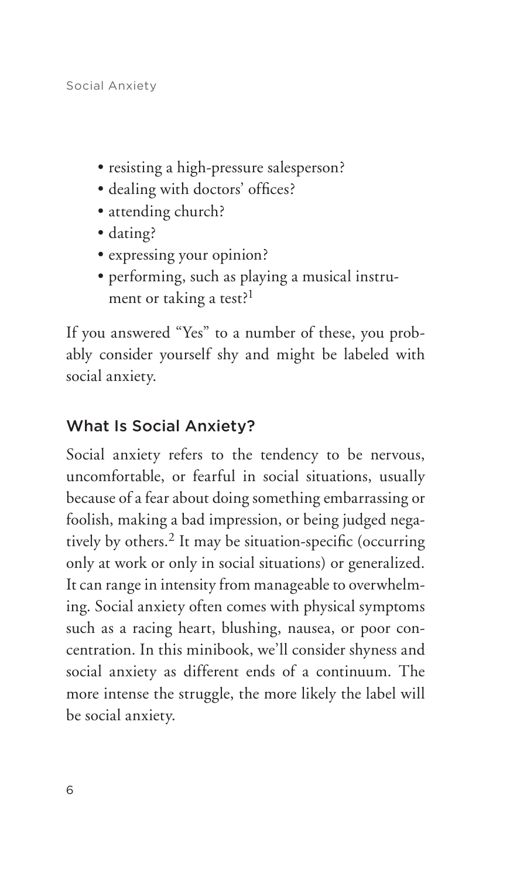- resisting a high-pressure salesperson?
- dealing with doctors' offices?
- attending church?
- dating?
- expressing your opinion?
- performing, such as playing a musical instrument or taking a test?[1]

If you answered "Yes" to a number of these, you probably consider yourself shy and might be labeled with social anxiety.

## What Is Social Anxiety?

Social anxiety refers to the tendency to be nervous, uncomfortable, or fearful in social situations, usually because of a fear about doing something embarrassing or foolish, making a bad impression, or being judged negatively by others.[2] It may be situation-specific (occurring only at work or only in social situations) or generalized. It can range in intensity from manageable to overwhelming. Social anxiety often comes with physical symptoms such as a racing heart, blushing, nausea, or poor concentration. In this minibook, we'll consider shyness and social anxiety as different ends of a continuum. The more intense the struggle, the more likely the label will be social anxiety.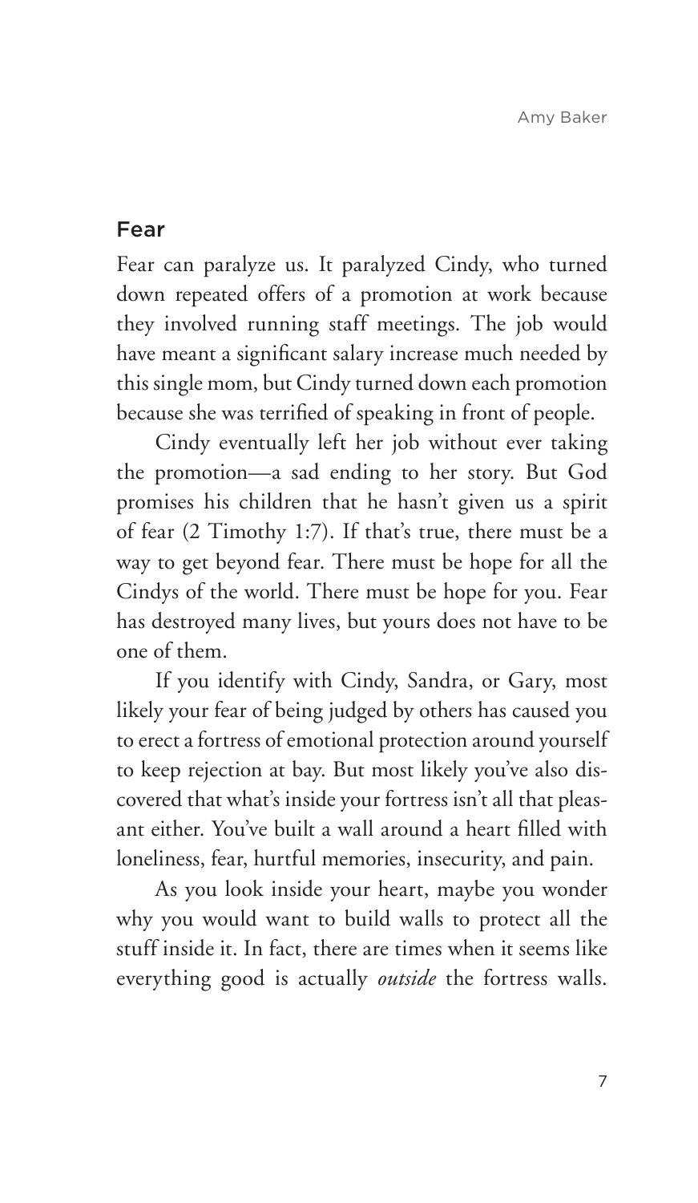## Fear

Fear can paralyze us. It paralyzed Cindy, who turned down repeated offers of a promotion at work because they involved running staff meetings. The job would have meant a significant salary increase much needed by this single mom, but Cindy turned down each promotion because she was terrified of speaking in front of people.

Cindy eventually left her job without ever taking the promotion—a sad ending to her story. But God promises his children that he hasn't given us a spirit of fear (2 Timothy 1:7). If that's true, there must be a way to get beyond fear. There must be hope for all the Cindys of the world. There must be hope for you. Fear has destroyed many lives, but yours does not have to be one of them.

If you identify with Cindy, Sandra, or Gary, most likely your fear of being judged by others has caused you to erect a fortress of emotional protection around yourself to keep rejection at bay. But most likely you've also discovered that what's inside your fortress isn't all that pleasant either. You've built a wall around a heart filled with loneliness, fear, hurtful memories, insecurity, and pain.

As you look inside your heart, maybe you wonder why you would want to build walls to protect all the stuff inside it. In fact, there are times when it seems like everything good is actually *outside* the fortress walls.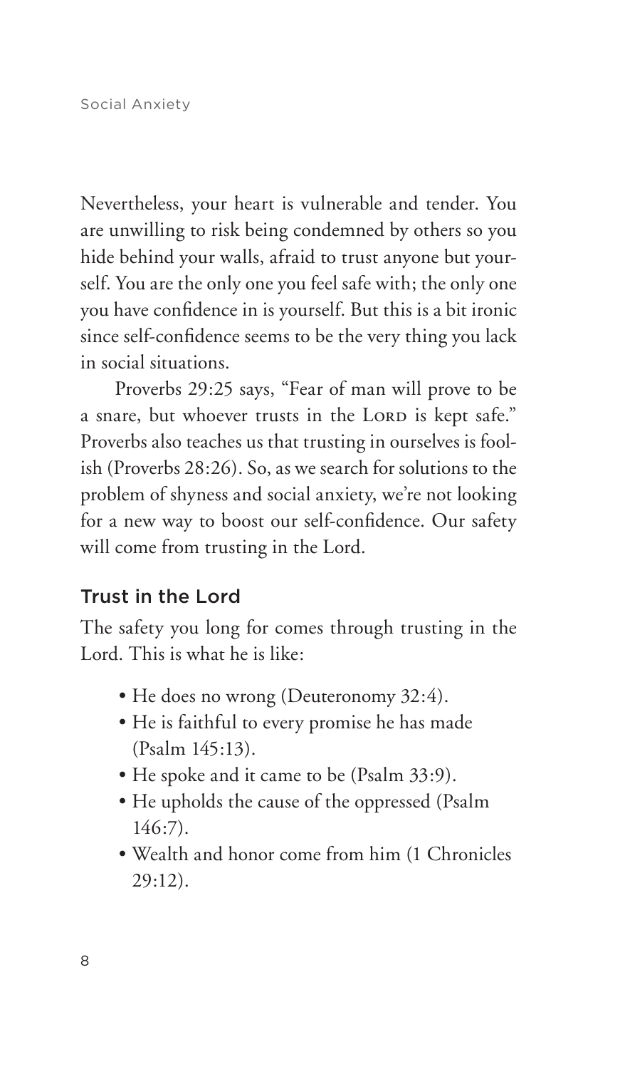Nevertheless, your heart is vulnerable and tender. You are unwilling to risk being condemned by others so you hide behind your walls, afraid to trust anyone but yourself. You are the only one you feel safe with; the only one you have confidence in is yourself. But this is a bit ironic since self-confidence seems to be the very thing you lack in social situations.

Proverbs 29:25 says, "Fear of man will prove to be a snare, but whoever trusts in the Lord is kept safe." Proverbs also teaches us that trusting in ourselves is foolish (Proverbs 28:26). So, as we search for solutions to the problem of shyness and social anxiety, we're not looking for a new way to boost our self-confidence. Our safety will come from trusting in the Lord.

## Trust in the Lord

The safety you long for comes through trusting in the Lord. This is what he is like:

- He does no wrong (Deuteronomy 32:4).
- He is faithful to every promise he has made (Psalm 145:13).
- He spoke and it came to be (Psalm 33:9).
- He upholds the cause of the oppressed (Psalm 146:7).
- Wealth and honor come from him (1 Chronicles 29:12).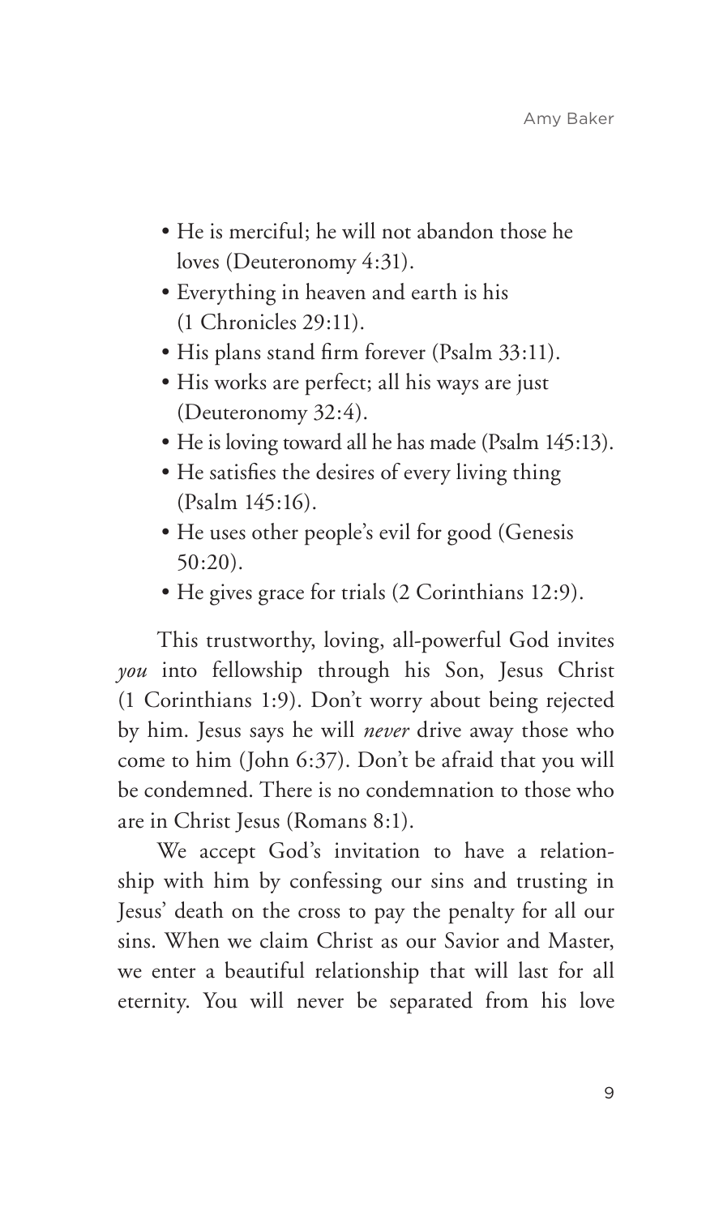- He is merciful; he will not abandon those he loves (Deuteronomy 4:31).
- Everything in heaven and earth is his (1 Chronicles 29:11).
- His plans stand firm forever (Psalm 33:11).
- His works are perfect; all his ways are just (Deuteronomy 32:4).
- He is loving toward all he has made (Psalm 145:13).
- He satisfies the desires of every living thing (Psalm 145:16).
- He uses other people's evil for good (Genesis 50:20).
- He gives grace for trials (2 Corinthians 12:9).

This trustworthy, loving, all-powerful God invites *you* into fellowship through his Son, Jesus Christ (1 Corinthians 1:9). Don't worry about being rejected by him. Jesus says he will *never* drive away those who come to him (John 6:37). Don't be afraid that you will be condemned. There is no condemnation to those who are in Christ Jesus (Romans 8:1).

We accept God's invitation to have a relationship with him by confessing our sins and trusting in Jesus' death on the cross to pay the penalty for all our sins. When we claim Christ as our Savior and Master, we enter a beautiful relationship that will last for all eternity. You will never be separated from his love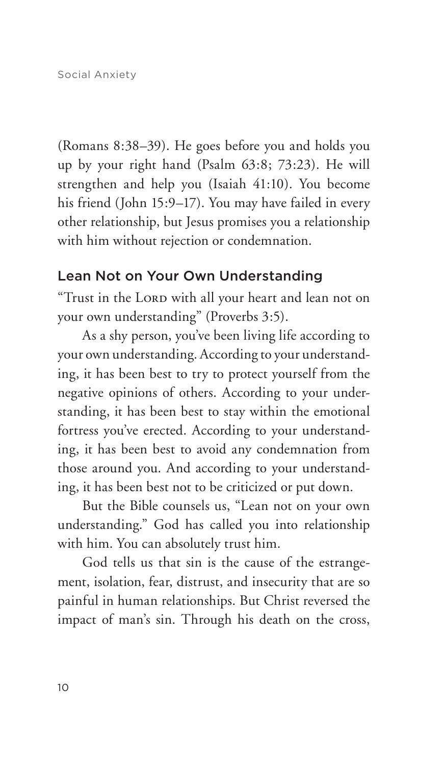(Romans 8:38–39). He goes before you and holds you up by your right hand (Psalm 63:8; 73:23). He will strengthen and help you (Isaiah 41:10). You become his friend (John 15:9–17). You may have failed in every other relationship, but Jesus promises you a relationship with him without rejection or condemnation.

## Lean Not on Your Own Understanding

"Trust in the Lord with all your heart and lean not on your own understanding" (Proverbs 3:5).

As a shy person, you've been living life according to your own understanding. According to your understanding, it has been best to try to protect yourself from the negative opinions of others. According to your understanding, it has been best to stay within the emotional fortress you've erected. According to your understanding, it has been best to avoid any condemnation from those around you. And according to your understanding, it has been best not to be criticized or put down.

But the Bible counsels us, "Lean not on your own understanding." God has called you into relationship with him. You can absolutely trust him.

God tells us that sin is the cause of the estrangement, isolation, fear, distrust, and insecurity that are so painful in human relationships. But Christ reversed the impact of man's sin. Through his death on the cross,